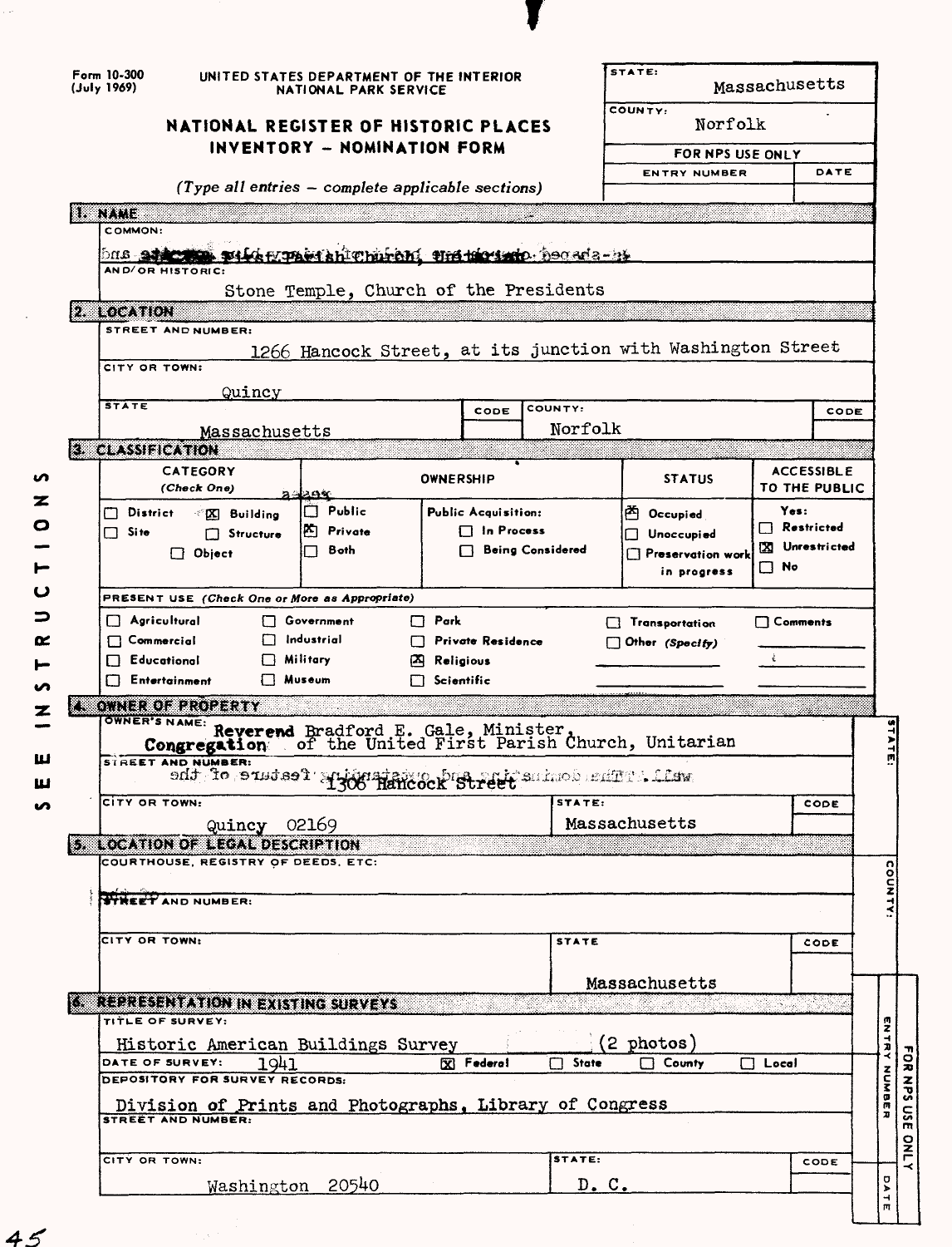Form 10-300
(July 1969)

UNITED STATES DEPARTMENT OF THE INTERIOR
NATIONAL PARK SERVICE

# NATIONAL REGISTER OF HISTORIC PLACES INVENTORY - NOMINATION FORM

*(Type all entries - complete applicable sections)*

| STATE: | Massachusetts |
|---|---|
| COUNTY: | Norfolk |
| FOR NPS USE ONLY | |
| ENTRY NUMBER | DATE |

## 1. NAME

COMMON:

First Parish Church, Unitarian

AND/OR HISTORIC:

Stone Temple, Church of the Presidents

## 2. LOCATION

STREET AND NUMBER: 1266 Hancock Street, at its junction with Washington Street

CITY OR TOWN: Quincy

| STATE | CODE | COUNTY: | CODE |
|---|---|---|---|
| Massachusetts | | Norfolk | |

## 3. CLASSIFICATION

| CATEGORY (Check One) | OWNERSHIP | | STATUS | ACCESSIBLE TO THE PUBLIC |
|---|---|---|---|---|
| ☐ District ☒ Building ☐ Site ☐ Structure ☐ Object | ☐ Public ☒ Private ☐ Both | Public Acquisition: ☐ In Process ☐ Being Considered | ☒ Occupied ☐ Unoccupied ☐ Preservation work in progress | Yes: ☐ Restricted ☒ Unrestricted ☐ No |

PRESENT USE *(Check One or More as Appropriate)*

| | | | | |
|---|---|---|---|---|
| ☐ Agricultural | ☐ Government | ☐ Park | ☐ Transportation | ☐ Comments |
| ☐ Commercial | ☐ Industrial | ☐ Private Residence | ☐ Other *(Specify)* | |
| ☐ Educational | ☐ Military | ☒ Religious | | |
| ☐ Entertainment | ☐ Museum | ☐ Scientific | | |

## 4. OWNER OF PROPERTY

OWNER'S NAME: Reverend Bradford E. Gale, Minister, Congregation of the United First Parish Church, Unitarian

STREET AND NUMBER: 1306 Hancock Street

| CITY OR TOWN: | STATE: | CODE |
|---|---|---|
| Quincy 02169 | Massachusetts | |

## 5. LOCATION OF LEGAL DESCRIPTION

COURTHOUSE, REGISTRY OF DEEDS, ETC:

STREET AND NUMBER:

| CITY OR TOWN: | STATE | CODE |
|---|---|---|
| | Massachusetts | |

## 6. REPRESENTATION IN EXISTING SURVEYS

TITLE OF SURVEY: Historic American Buildings Survey (2 photos)

DATE OF SURVEY: 1941 ☒ Federal ☐ State ☐ County ☐ Local

DEPOSITORY FOR SURVEY RECORDS: Division of Prints and Photographs, Library of Congress

STREET AND NUMBER:

| CITY OR TOWN: | STATE: | CODE |
|---|---|---|
| Washington 20540 | D. C. | |

SEE INSTRUCTIONS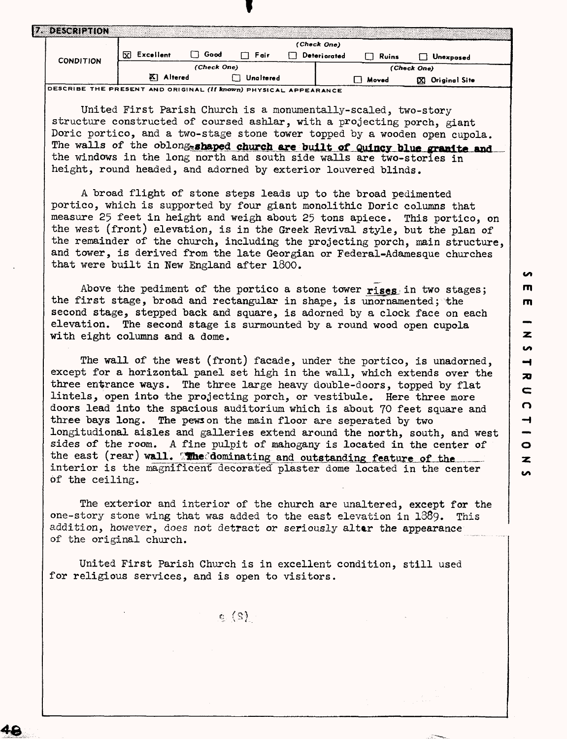## 7. DESCRIPTION

| CONDITION | (Check One) | | | | | |
|---|---|---|---|---|---|---|
| | [X] Excellent | [ ] Good | [ ] Fair | [ ] Deteriorated | [ ] Ruins | [ ] Unexposed |
| | (Check One) | | | (Check One) | | |
| | [X] Altered | | [ ] Unaltered | [ ] Moved | | [X] Original Site |

DESCRIBE THE PRESENT AND ORIGINAL (if known) PHYSICAL APPEARANCE

United First Parish Church is a monumentally-scaled, two-story structure constructed of coursed ashlar, with a projecting porch, giant Doric portico, and a two-stage stone tower topped by a wooden open cupola. The walls of the oblong-shaped church are built of Quincy blue granite and the windows in the long north and south side walls are two-stories in height, round headed, and adorned by exterior louvered blinds.

A broad flight of stone steps leads up to the broad pedimented portico, which is supported by four giant monolithic Doric columns that measure 25 feet in height and weigh about 25 tons apiece. This portico, on the west (front) elevation, is in the Greek Revival style, but the plan of the remainder of the church, including the projecting porch, main structure, and tower, is derived from the late Georgian or Federal-Adamesque churches that were built in New England after 1800.

Above the pediment of the portico a stone tower rises in two stages; the first stage, broad and rectangular in shape, is unornamented; the second stage, stepped back and square, is adorned by a clock face on each elevation. The second stage is surmounted by a round wood open cupola with eight columns and a dome.

The wall of the west (front) facade, under the portico, is unadorned, except for a horizontal panel set high in the wall, which extends over the three entrance ways. The three large heavy double-doors, topped by flat lintels, open into the projecting porch, or vestibule. Here three more doors lead into the spacious auditorium which is about 70 feet square and three bays long. The pews on the main floor are seperated by two longitudional aisles and galleries extend around the north, south, and west sides of the room. A fine pulpit of mahogany is located in the center of the east (rear) wall. The dominating and outstanding feature of the interior is the magnificent decorated plaster dome located in the center of the ceiling.

The exterior and interior of the church are unaltered, except for the one-story stone wing that was added to the east elevation in 1889. This addition, however, does not detract or seriously alter the appearance of the original church.

United First Parish Church is in excellent condition, still used for religious services, and is open to visitors.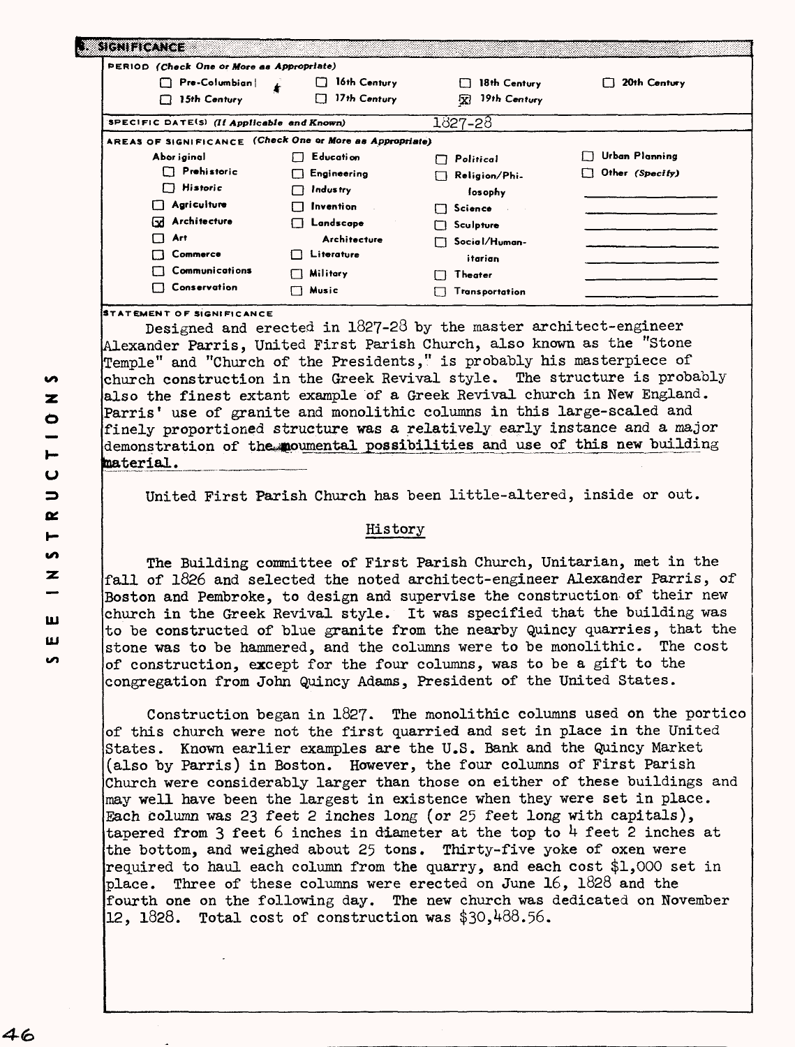## 8. SIGNIFICANCE

**PERIOD** *(Check One or More as Appropriate)*

| | | | |
|---|---|---|---|
| ☐ Pre-Columbian | ☐ 16th Century | ☐ 18th Century | ☐ 20th Century |
| ☐ 15th Century | ☐ 17th Century | ☒ 19th Century | |

**SPECIFIC DATE(S)** *(If Applicable and Known)* 1827-28

**AREAS OF SIGNIFICANCE** *(Check One or More as Appropriate)*

| | | | |
|---|---|---|---|
| Aboriginal | ☐ Education | ☐ Political | ☐ Urban Planning |
| ☐ Prehistoric | ☐ Engineering | ☐ Religion/Philosophy | ☐ Other *(Specify)* |
| ☐ Historic | ☐ Industry | ☐ Science | |
| ☐ Agriculture | ☐ Invention | ☐ Sculpture | |
| ☒ Architecture | ☐ Landscape Architecture | ☐ Social/Humanitarian | |
| ☐ Art | ☐ Literature | ☐ Theater | |
| ☐ Commerce | ☐ Military | ☐ Transportation | |
| ☐ Communications | ☐ Music | | |
| ☐ Conservation | | | |

**STATEMENT OF SIGNIFICANCE**

Designed and erected in 1827-28 by the master architect-engineer Alexander Parris, United First Parish Church, also known as the "Stone Temple" and "Church of the Presidents," is probably his masterpiece of church construction in the Greek Revival style. The structure is probably also the finest extant example of a Greek Revival church in New England. Parris' use of granite and monolithic columns in this large-scaled and finely proportioned structure was a relatively early instance and a major demonstration of the moumental possibilities and use of this new building material.

United First Parish Church has been little-altered, inside or out.

### History

The Building committee of First Parish Church, Unitarian, met in the fall of 1826 and selected the noted architect-engineer Alexander Parris, of Boston and Pembroke, to design and supervise the construction of their new church in the Greek Revival style. It was specified that the building was to be constructed of blue granite from the nearby Quincy quarries, that the stone was to be hammered, and the columns were to be monolithic. The cost of construction, except for the four columns, was to be a gift to the congregation from John Quincy Adams, President of the United States.

Construction began in 1827. The monolithic columns used on the portico of this church were not the first quarried and set in place in the United States. Known earlier examples are the U.S. Bank and the Quincy Market (also by Parris) in Boston. However, the four columns of First Parish Church were considerably larger than those on either of these buildings and may well have been the largest in existence when they were set in place. Each column was 23 feet 2 inches long (or 25 feet long with capitals), tapered from 3 feet 6 inches in diameter at the top to 4 feet 2 inches at the bottom, and weighed about 25 tons. Thirty-five yoke of oxen were required to haul each column from the quarry, and each cost $1,000 set in place. Three of these columns were erected on June 16, 1828 and the fourth one on the following day. The new church was dedicated on November 12, 1828. Total cost of construction was $30,488.56.

SEE INSTRUCTIONS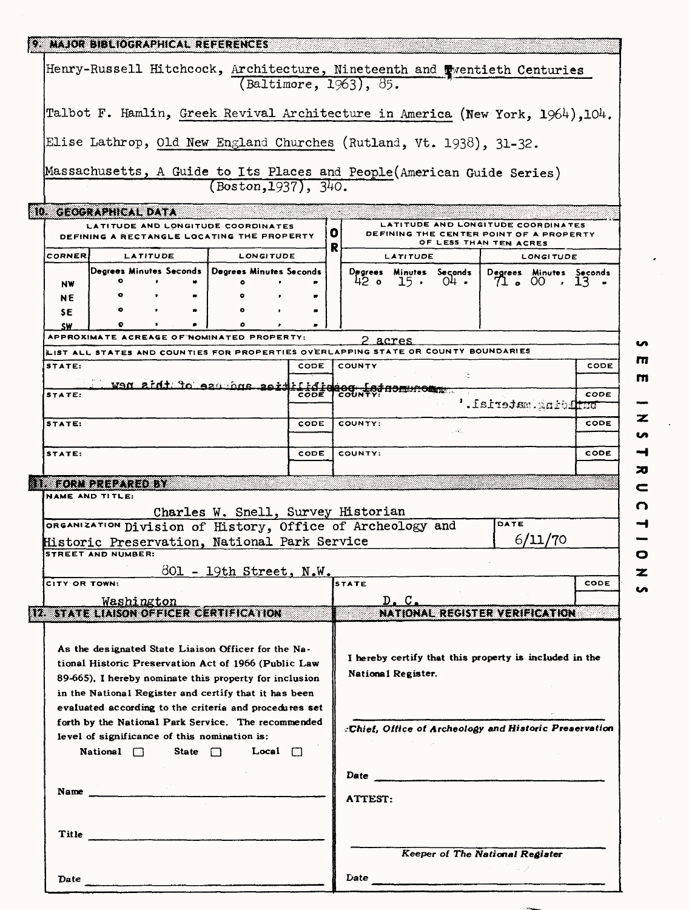## 9. MAJOR BIBLIOGRAPHICAL REFERENCES

Henry-Russell Hitchcock, Architecture, Nineteenth and Twentieth Centuries (Baltimore, 1963), 85.

Talbot F. Hamlin, Greek Revival Architecture in America (New York, 1964), 104.

Elise Lathrop, Old New England Churches (Rutland, Vt. 1938), 31-32.

Massachusetts, A Guide to Its Places and People (American Guide Series) (Boston, 1937), 340.

## 10. GEOGRAPHICAL DATA

| LATITUDE AND LONGITUDE COORDINATES DEFINING A RECTANGLE LOCATING THE PROPERTY | | | OR | LATITUDE AND LONGITUDE COORDINATES DEFINING THE CENTER POINT OF A PROPERTY OF LESS THAN TEN ACRES | |
|---|---|---|---|---|---|
| CORNER | LATITUDE | LONGITUDE | | LATITUDE | LONGITUDE |
| | Degrees Minutes Seconds | Degrees Minutes Seconds | | Degrees Minutes Seconds | Degrees Minutes Seconds |
| NW | ° ' " | ° ' " | | 42 ° 15 ' 04 " | 71 ° 00 ' 13 " |
| NE | ° ' " | ° ' " | | | |
| SE | ° ' " | ° ' " | | | |
| SW | ° ' " | ° ' " | | | |

APPROXIMATE ACREAGE OF NOMINATED PROPERTY: 2 acres

LIST ALL STATES AND COUNTIES FOR PROPERTIES OVERLAPPING STATE OR COUNTY BOUNDARIES

| STATE: | CODE | COUNTY | CODE |
|---|---|---|---|
| | | | |
| STATE: | CODE | COUNTY: | CODE |
| STATE: | CODE | COUNTY: | CODE |
| STATE: | CODE | COUNTY: | CODE |

## 11. FORM PREPARED BY

NAME AND TITLE: Charles W. Snell, Survey Historian

ORGANIZATION: Division of History, Office of Archeology and Historic Preservation, National Park Service

DATE: 6/11/70

STREET AND NUMBER: 801 - 19th Street, N.W.

CITY OR TOWN: Washington

STATE: D. C.

CODE:

## 12. STATE LIAISON OFFICER CERTIFICATION

As the designated State Liaison Officer for the National Historic Preservation Act of 1966 (Public Law 89-665), I hereby nominate this property for inclusion in the National Register and certify that it has been evaluated according to the criteria and procedures set forth by the National Park Service. The recommended level of significance of this nomination is:

National ☐ State ☐ Local ☐

Name

Title

Date

## NATIONAL REGISTER VERIFICATION

I hereby certify that this property is included in the National Register.

*Chief, Office of Archeology and Historic Preservation*

Date

ATTEST:

*Keeper of The National Register*

Date

SEE INSTRUCTIONS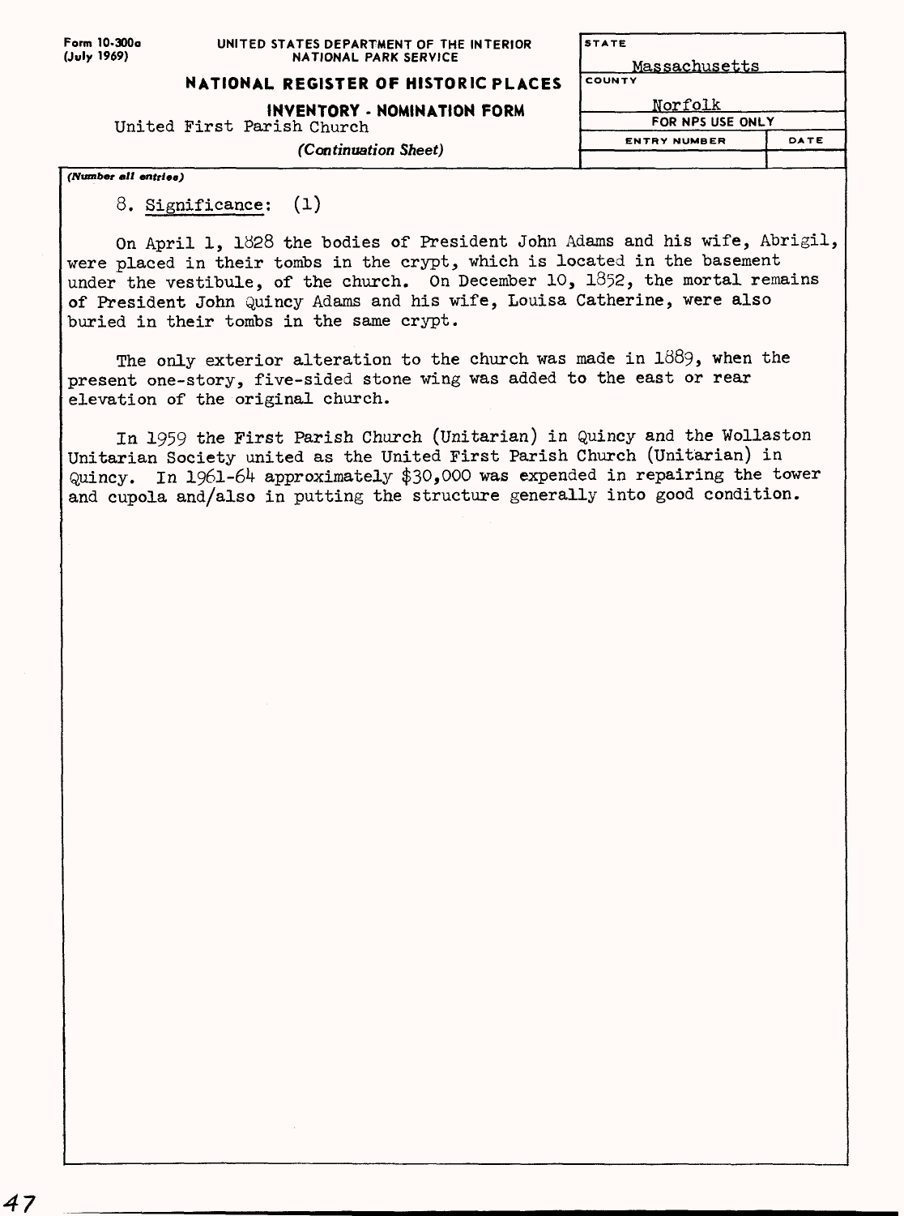Form 10-300a (July 1969)

UNITED STATES DEPARTMENT OF THE INTERIOR
NATIONAL PARK SERVICE

**NATIONAL REGISTER OF HISTORIC PLACES**

**INVENTORY - NOMINATION FORM**

United First Parish Church

*(Continuation Sheet)*

| STATE | |
|---|---|
| Massachusetts | |
| COUNTY | |
| Norfolk | |
| FOR NPS USE ONLY | |
| ENTRY NUMBER | DATE |
| | |

*(Number all entries)*

8. Significance: (1)

On April 1, 1828 the bodies of President John Adams and his wife, Abrigil, were placed in their tombs in the crypt, which is located in the basement under the vestibule, of the church. On December 10, 1852, the mortal remains of President John Quincy Adams and his wife, Louisa Catherine, were also buried in their tombs in the same crypt.

The only exterior alteration to the church was made in 1889, when the present one-story, five-sided stone wing was added to the east or rear elevation of the original church.

In 1959 the First Parish Church (Unitarian) in Quincy and the Wollaston Unitarian Society united as the United First Parish Church (Unitarian) in Quincy. In 1961-64 approximately $30,000 was expended in repairing the tower and cupola and/also in putting the structure generally into good condition.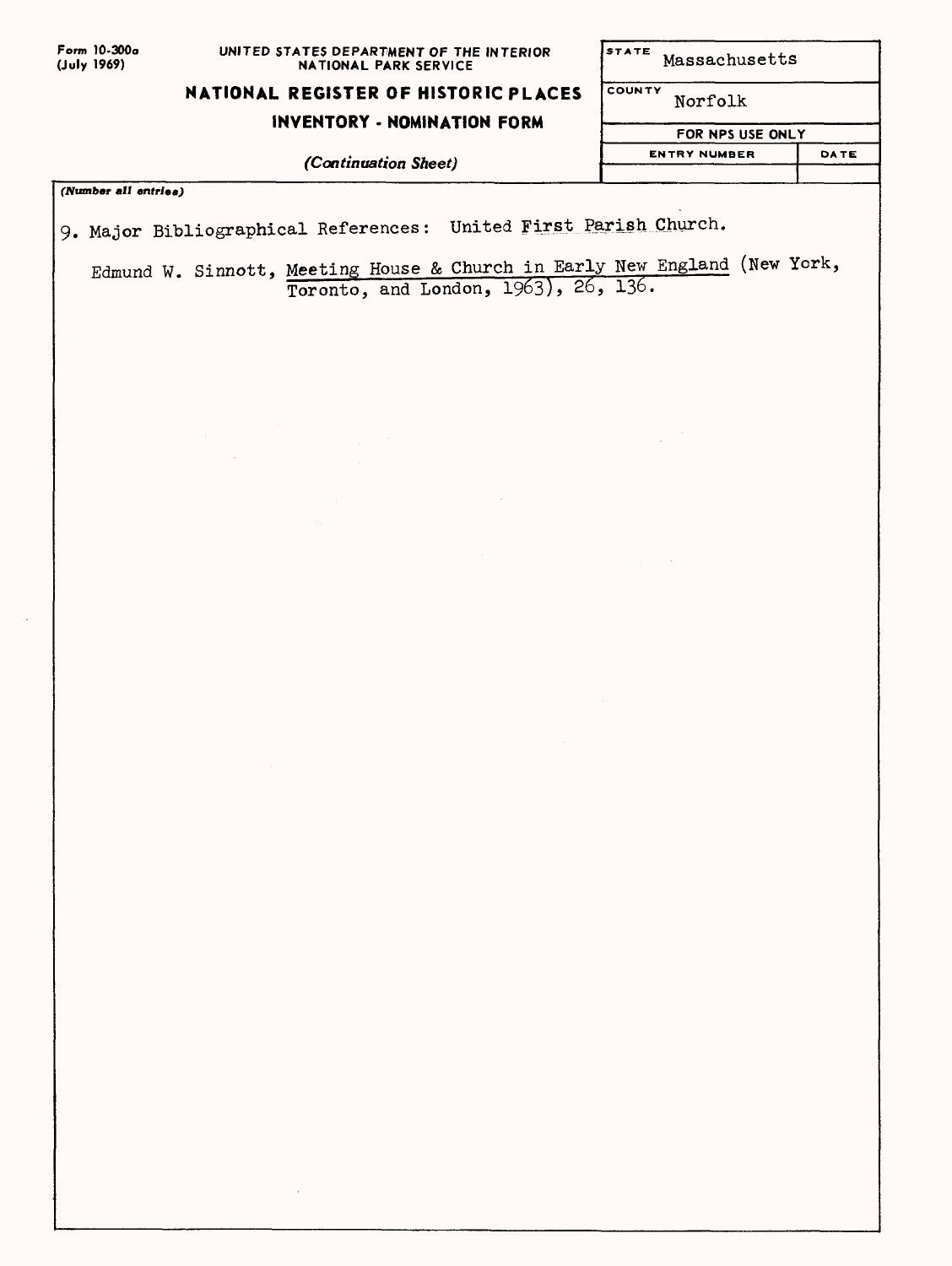Form 10-300a
(July 1969)

UNITED STATES DEPARTMENT OF THE INTERIOR
NATIONAL PARK SERVICE

**NATIONAL REGISTER OF HISTORIC PLACES**
**INVENTORY - NOMINATION FORM**

*(Continuation Sheet)*

| STATE | Massachusetts |
| --- | --- |
| COUNTY | Norfolk |
| FOR NPS USE ONLY | |
| ENTRY NUMBER | DATE |
| | |

*(Number all entries)*

9. Major Bibliographical References: United First Parish Church.

Edmund W. Sinnott, Meeting House & Church in Early New England (New York, Toronto, and London, 1963), 26, 136.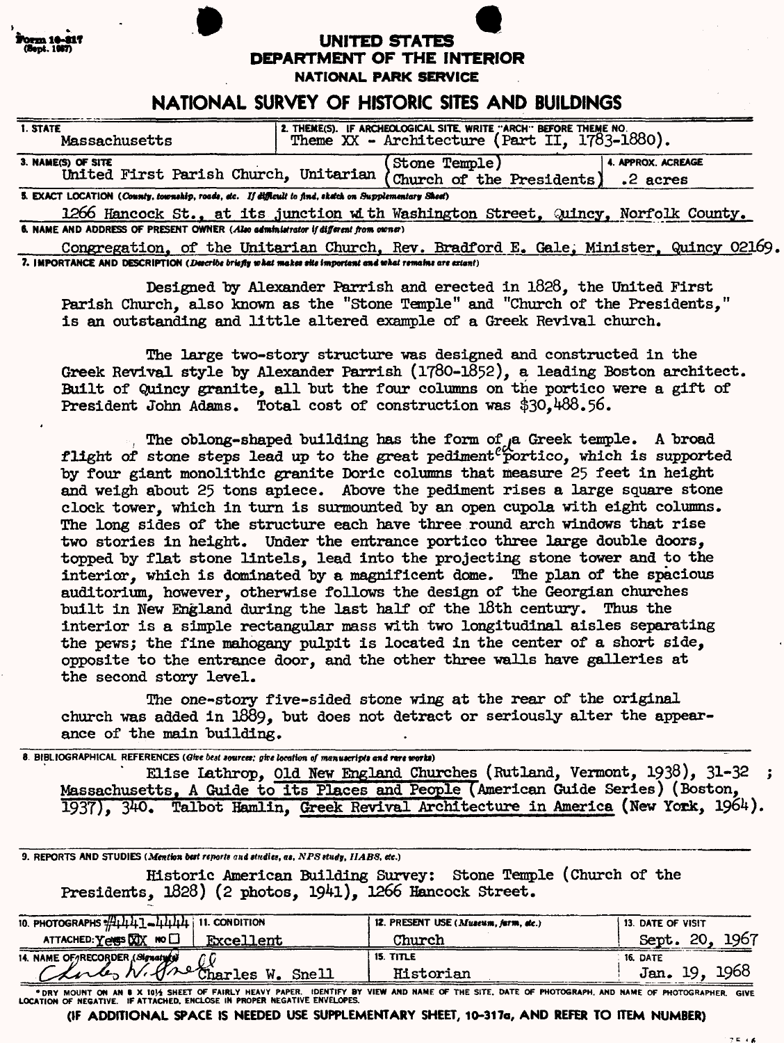Form 10-317 (Sept. 1957)

**UNITED STATES**
**DEPARTMENT OF THE INTERIOR**
**NATIONAL PARK SERVICE**

# NATIONAL SURVEY OF HISTORIC SITES AND BUILDINGS

| 1. STATE | 2. THEME(S). IF ARCHEOLOGICAL SITE, WRITE "ARCH" BEFORE THEME NO. | |
|---|---|---|
| Massachusetts | Theme XX - Architecture (Part II, 1783-1880). | |
| **3. NAME(S) OF SITE** | | **4. APPROX. ACREAGE** |
| United First Parish Church, Unitarian | (Stone Temple) (Church of the Presidents) | .2 acres |

**5. EXACT LOCATION** (County, township, roads, etc. If difficult to find, sketch on Supplementary Sheet)

1266 Hancock St., at its junction with Washington Street, Quincy, Norfolk County.

**6. NAME AND ADDRESS OF PRESENT OWNER** (Also administrator if different from owner)

Congregation, of the Unitarian Church, Rev. Bradford E. Gale, Minister, Quincy 02169.

**7. IMPORTANCE AND DESCRIPTION** (Describe briefly what makes site important and what remains are extant)

Designed by Alexander Parrish and erected in 1828, the United First Parish Church, also known as the "Stone Temple" and "Church of the Presidents," is an outstanding and little altered example of a Greek Revival church.

The large two-story structure was designed and constructed in the Greek Revival style by Alexander Parrish (1780-1852), a leading Boston architect. Built of Quincy granite, all but the four columns on the portico were a gift of President John Adams. Total cost of construction was $30,488.56.

The oblong-shaped building has the form of a Greek temple. A broad flight of stone steps lead up to the great pedimented portico, which is supported by four giant monolithic granite Doric columns that measure 25 feet in height and weigh about 25 tons apiece. Above the pediment rises a large square stone clock tower, which in turn is surmounted by an open cupola with eight columns. The long sides of the structure each have three round arch windows that rise two stories in height. Under the entrance portico three large double doors, topped by flat stone lintels, lead into the projecting stone tower and to the interior, which is dominated by a magnificent dome. The plan of the spacious auditorium, however, otherwise follows the design of the Georgian churches built in New England during the last half of the 18th century. Thus the interior is a simple rectangular mass with two longitudinal aisles separating the pews; the fine mahogany pulpit is located in the center of a short side, opposite to the entrance door, and the other three walls have galleries at the second story level.

The one-story five-sided stone wing at the rear of the original church was added in 1889, but does not detract or seriously alter the appearance of the main building.

**8. BIBLIOGRAPHICAL REFERENCES** (Give best sources; give location of manuscripts and rare works)

Elise Lathrop, Old New England Churches (Rutland, Vermont, 1938), 31-32 ; Massachusetts, A Guide to its Places and People (American Guide Series) (Boston, 1937), 340. Talbot Hamlin, Greek Revival Architecture in America (New York, 1964).

**9. REPORTS AND STUDIES** (Mention best reports and studies, as, NPS study, HABS, etc.)

Historic American Building Survey: Stone Temple (Church of the Presidents, 1828) (2 photos, 1941), 1266 Hancock Street.

| 10. PHOTOGRAPHS #4441-4444 ATTACHED: YES ☒ NO ☐ | 11. CONDITION | 12. PRESENT USE (Museum, farm, etc.) | 13. DATE OF VISIT |
|---|---|---|---|
| | Excellent | Church | Sept. 20, 1967 |
| **14. NAME OF RECORDER (Signature)** | | **15. TITLE** | **16. DATE** |
| Charles W. Snell | | Historian | Jan. 19, 1968 |

*DRY MOUNT ON AN 8 X 10½ SHEET OF FAIRLY HEAVY PAPER. IDENTIFY BY VIEW AND NAME OF THE SITE, DATE OF PHOTOGRAPH, AND NAME OF PHOTOGRAPHER. GIVE LOCATION OF NEGATIVE. IF ATTACHED, ENCLOSE IN PROPER NEGATIVE ENVELOPES.

**(IF ADDITIONAL SPACE IS NEEDED USE SUPPLEMENTARY SHEET, 10-317a, AND REFER TO ITEM NUMBER)**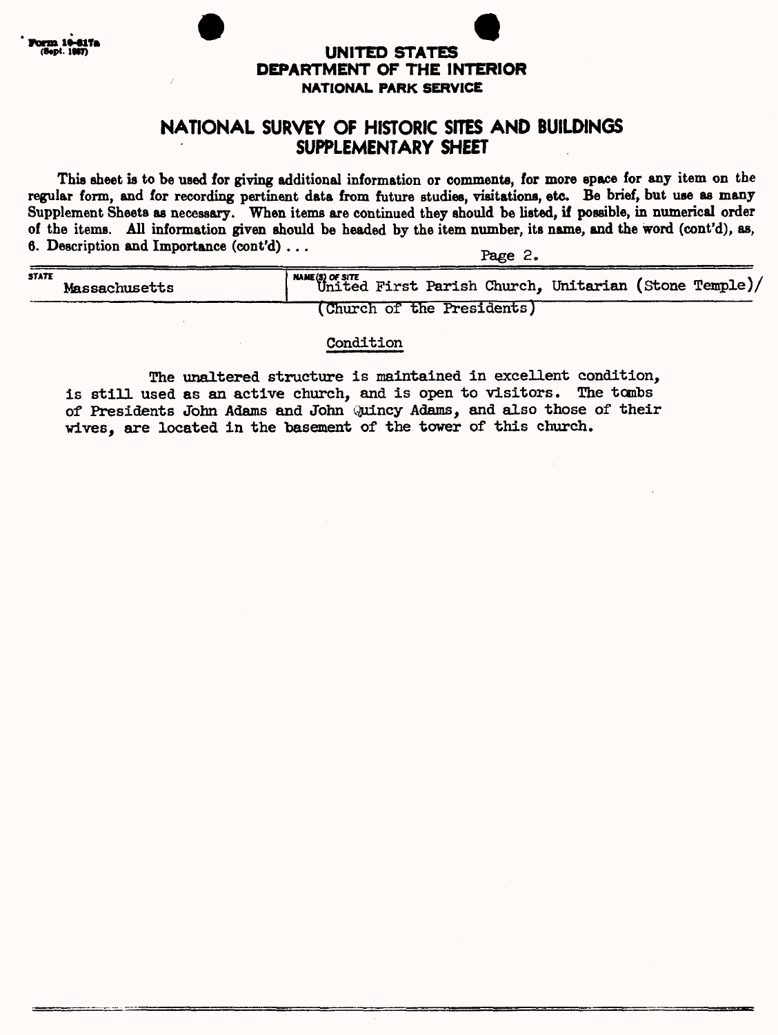Form 10-817a
(Sept. 1967)

**UNITED STATES**
**DEPARTMENT OF THE INTERIOR**
**NATIONAL PARK SERVICE**

# NATIONAL SURVEY OF HISTORIC SITES AND BUILDINGS SUPPLEMENTARY SHEET

This sheet is to be used for giving additional information or comments, for more space for any item on the regular form, and for recording pertinent data from future studies, visitations, etc. Be brief, but use as many Supplement Sheets as necessary. When items are continued they should be listed, if possible, in numerical order of the items. All information given should be headed by the item number, its name, and the word (cont'd), as, 6. Description and Importance (cont'd) . . .

Page 2.

| STATE | NAME(S) OF SITE |
| --- | --- |
| Massachusetts | United First Parish Church, Unitarian (Stone Temple)/ (Church of the Presidents) |

Condition

The unaltered structure is maintained in excellent condition, is still used as an active church, and is open to visitors. The tombs of Presidents John Adams and John Quincy Adams, and also those of their wives, are located in the basement of the tower of this church.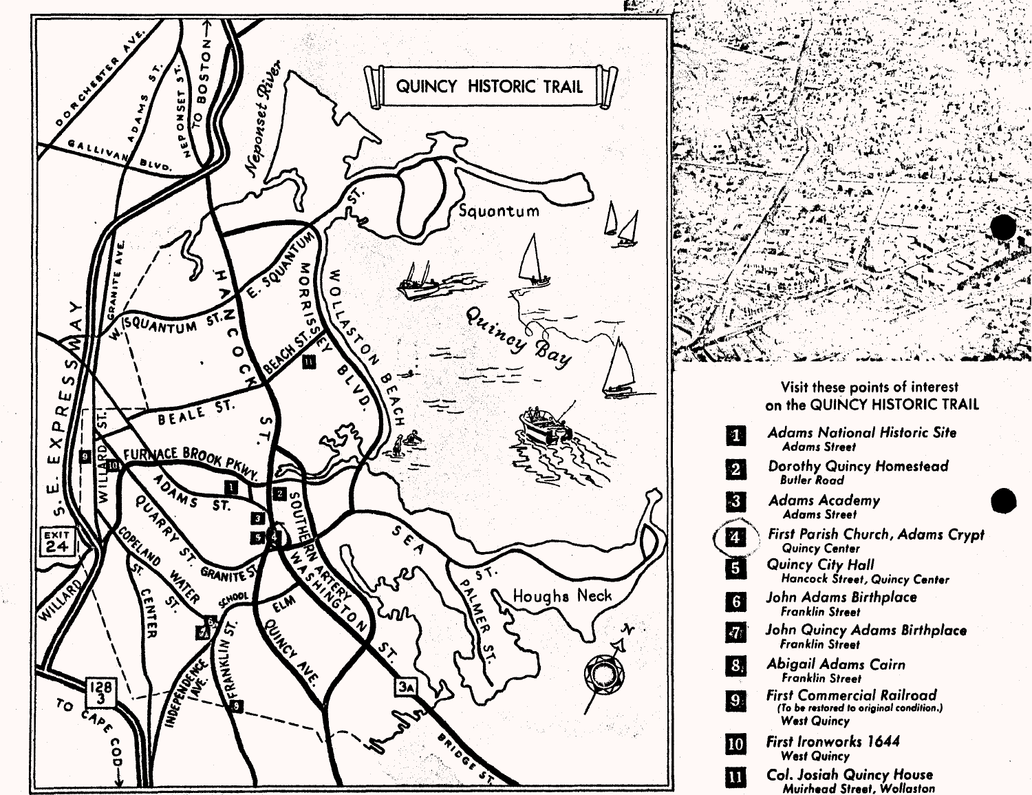# QUINCY HISTORIC TRAIL

Visit these points of interest on the QUINCY HISTORIC TRAIL

1. *Adams National Historic Site* — Adams Street
2. *Dorothy Quincy Homestead* — Butler Road
3. *Adams Academy* — Adams Street
4. *First Parish Church, Adams Crypt* — Quincy Center
5. *Quincy City Hall* — Hancock Street, Quincy Center
6. *John Adams Birthplace* — Franklin Street
7. *John Quincy Adams Birthplace* — Franklin Street
8. *Abigail Adams Cairn* — Franklin Street
9. *First Commercial Railroad* — (To be restored to original condition.) West Quincy
10. *First Ironworks 1644* — West Quincy
11. *Col. Josiah Quincy House* — Muirhead Street, Wollaston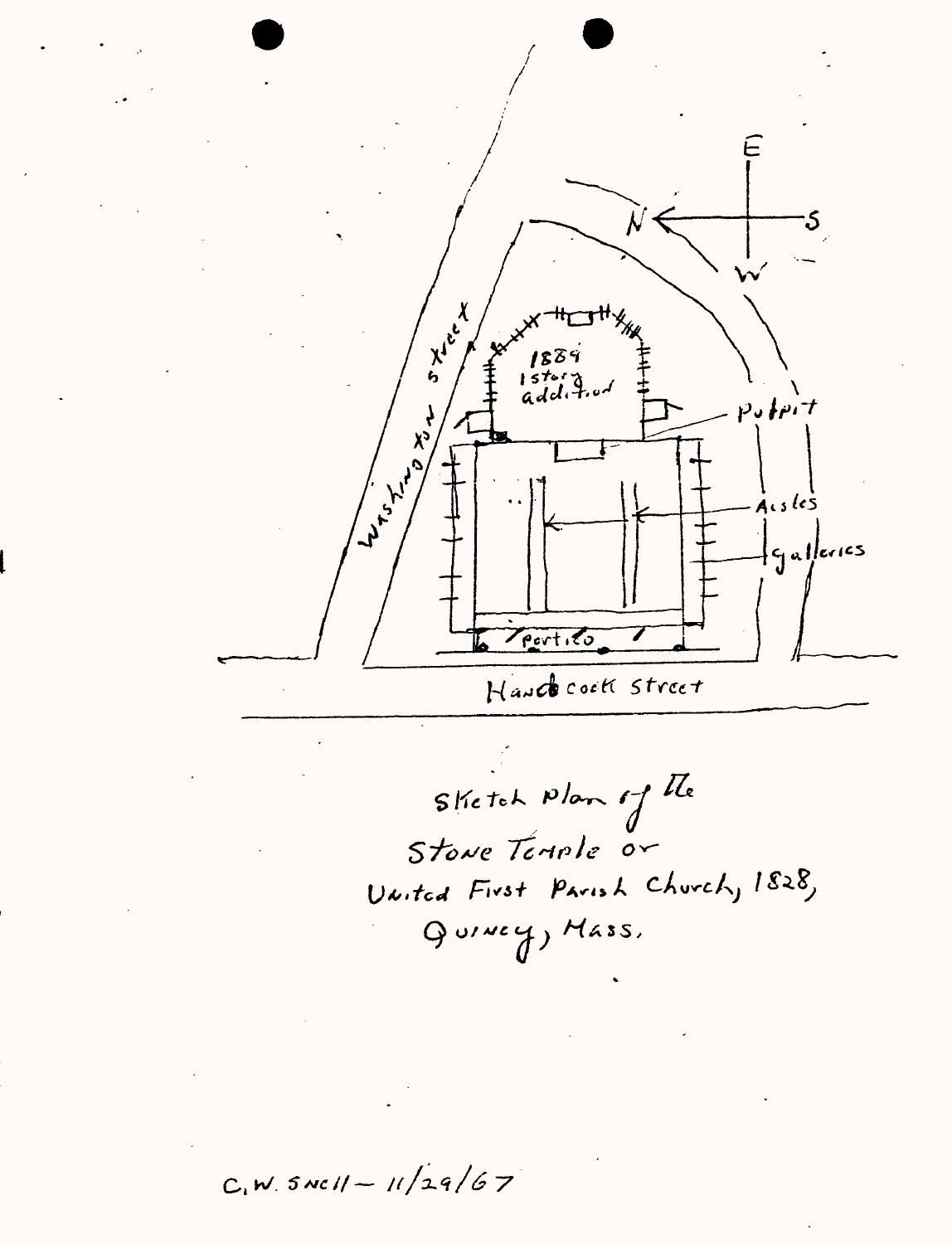E

N ← → S

W

Washington Street

1889
1 story
addition

Pulpit

Aisles

galleries

portico

Hancock Street

Sketch plan of the
Stone Temple or
United First Parish Church, 1828,
Quincy, Mass.

C. W. Snell – 11/29/67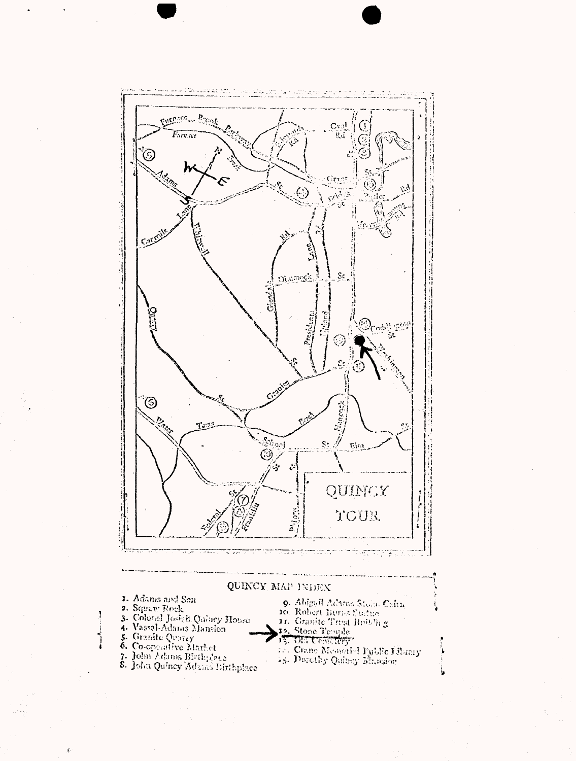QUINCY TOUR

QUINCY MAP INDEX

1. Adams and Son
2. Squaw Rock
3. Colonel Josiah Quincy House
4. Vassal-Adams Mansion
5. Granite Quarry
6. Co-operative Market
7. John Adams Birthplace
8. John Quincy Adams Birthplace
9. Abigail Adams Stone Cairn
10. Robert Burns Statue
11. Granite Trust Building
12. Stone Temple
13. Old Cemetery
14. Crane Memorial Public Library
15. Dorothy Quincy Mansion